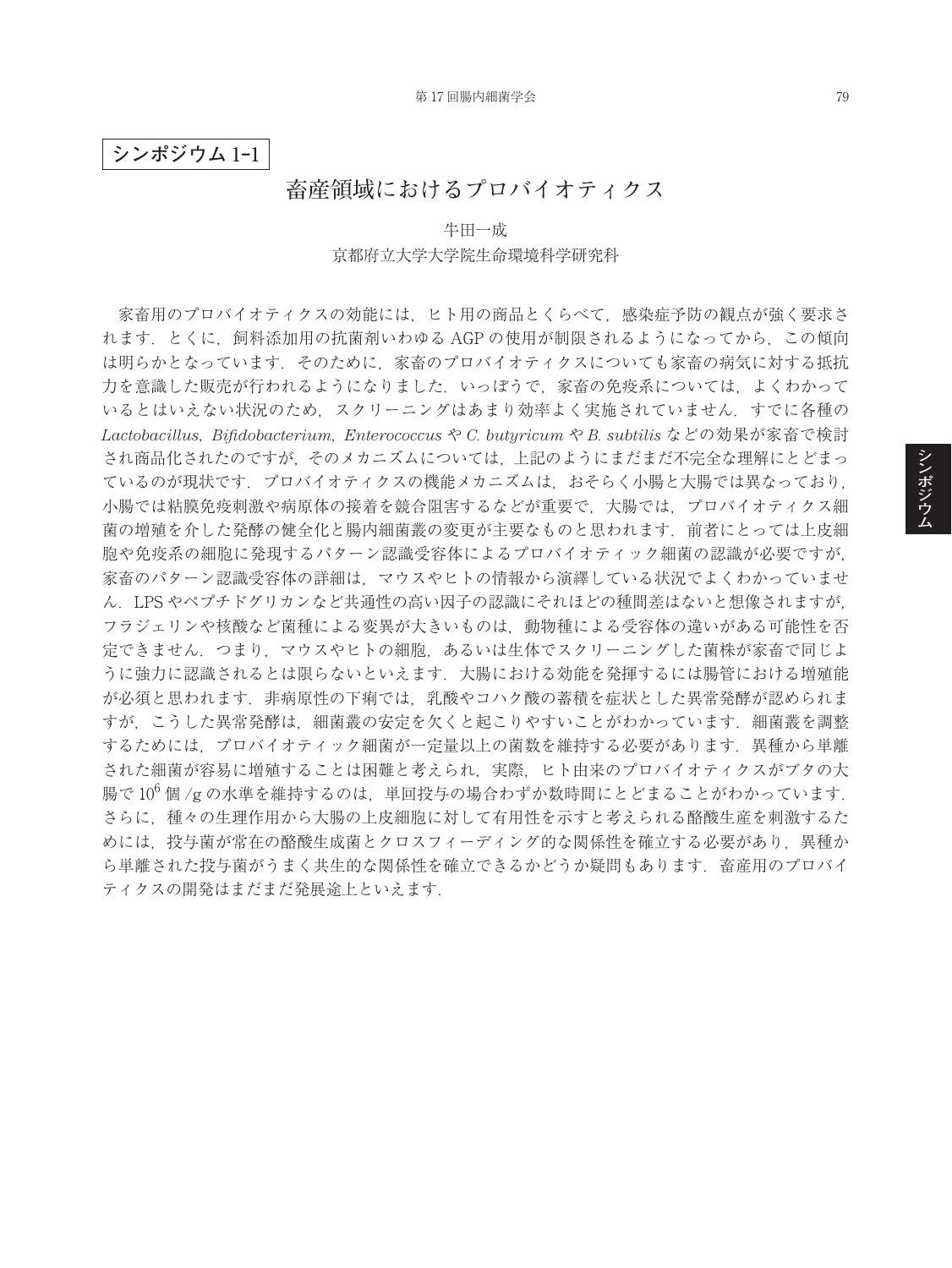**シンポジウム 1-1**

# 畜産領域におけるプロバイオティクス

牛田一成

京都府立大学大学院生命環境科学研究科

家畜用のプロバイオティクスの効能には，ヒト用の商品とくらべて，感染症予防の観点が強く要求されます．とくに，飼料添加用の抗菌剤いわゆる AGP の使用が制限されるようになってから，この傾向は明らかとなっています．そのために，家畜のプロバイオティクスについても家畜の病気に対する抵抗力を意識した販売が行われるようになりました．いっぽうで，家畜の免疫系については，よくわかっているとはいえない状況のため，スクリーニングはあまり効率よく実施されていません．すでに各種の *Lactobacillus*, *Bifidobacterium*, *Enterococcus* や *C. butyricum* や *B. subtilis* などの効果が家畜で検討され商品化されたのですが，そのメカニズムについては，上記のようにまだまだ不完全な理解にとどまっているのが現状です．プロバイオティクスの機能メカニズムは，おそらく小腸と大腸では異なっており，小腸では粘膜免疫刺激や病原体の接着を競合阻害するなどが重要で，大腸では，プロバイオティクス細菌の増殖を介した発酵の健全化と腸内細菌叢の変更が主要なものと思われます．前者にとっては上皮細胞や免疫系の細胞に発現するパターン認識受容体によるプロバイオティック細菌の認識が必要ですが，家畜のパターン認識受容体の詳細は，マウスやヒトの情報から演繹している状況でよくわかっていません．LPS やペプチドグリカンなど共通性の高い因子の認識にそれほどの種間差はないと想像されますが，フラジェリンや核酸など菌種による変異が大きいものは，動物種による受容体の違いがある可能性を否定できません．つまり，マウスやヒトの細胞，あるいは生体でスクリーニングした菌株が家畜で同じように強力に認識されるとは限らないといえます．大腸における効能を発揮するには腸管における増殖能が必須と思われます．非病原性の下痢では，乳酸やコハク酸の蓄積を症状とした異常発酵が認められますが，こうした異常発酵は，細菌叢の安定を欠くと起こりやすいことがわかっています．細菌叢を調整するためには，プロバイオティック細菌が一定量以上の菌数を維持する必要があります．異種から単離された細菌が容易に増殖することは困難と考えられ，実際，ヒト由来のプロバイオティクスがブタの大腸で $10^6$ 個 /g の水準を維持するのは，単回投与の場合わずか数時間にとどまることがわかっています．さらに，種々の生理作用から大腸の上皮細胞に対して有用性を示すと考えられる酪酸生産を刺激するためには，投与菌が常在の酪酸生成菌とクロスフィーディング的な関係性を確立する必要があり，異種から単離された投与菌がうまく共生的な関係性を確立できるかどうか疑問もあります．畜産用のプロバイオティクスの開発はまだまだ発展途上といえます．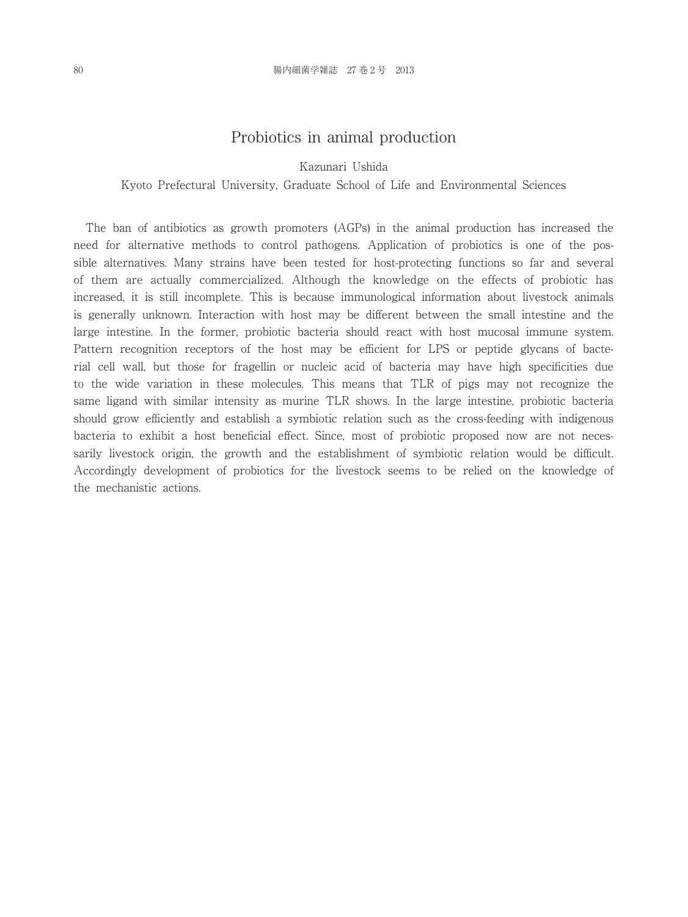# Probiotics in animal production

Kazunari Ushida

Kyoto Prefectural University, Graduate School of Life and Environmental Sciences

The ban of antibiotics as growth promoters (AGPs) in the animal production has increased the need for alternative methods to control pathogens. Application of probiotics is one of the possible alternatives. Many strains have been tested for host-protecting functions so far and several of them are actually commercialized. Although the knowledge on the effects of probiotic has increased, it is still incomplete. This is because immunological information about livestock animals is generally unknown. Interaction with host may be different between the small intestine and the large intestine. In the former, probiotic bacteria should react with host mucosal immune system. Pattern recognition receptors of the host may be efficient for LPS or peptide glycans of bacterial cell wall, but those for fragellin or nucleic acid of bacteria may have high specificities due to the wide variation in these molecules. This means that TLR of pigs may not recognize the same ligand with similar intensity as murine TLR shows. In the large intestine, probiotic bacteria should grow efficiently and establish a symbiotic relation such as the cross-feeding with indigenous bacteria to exhibit a host beneficial effect. Since, most of probiotic proposed now are not necessarily livestock origin, the growth and the establishment of symbiotic relation would be difficult. Accordingly development of probiotics for the livestock seems to be relied on the knowledge of the mechanistic actions.